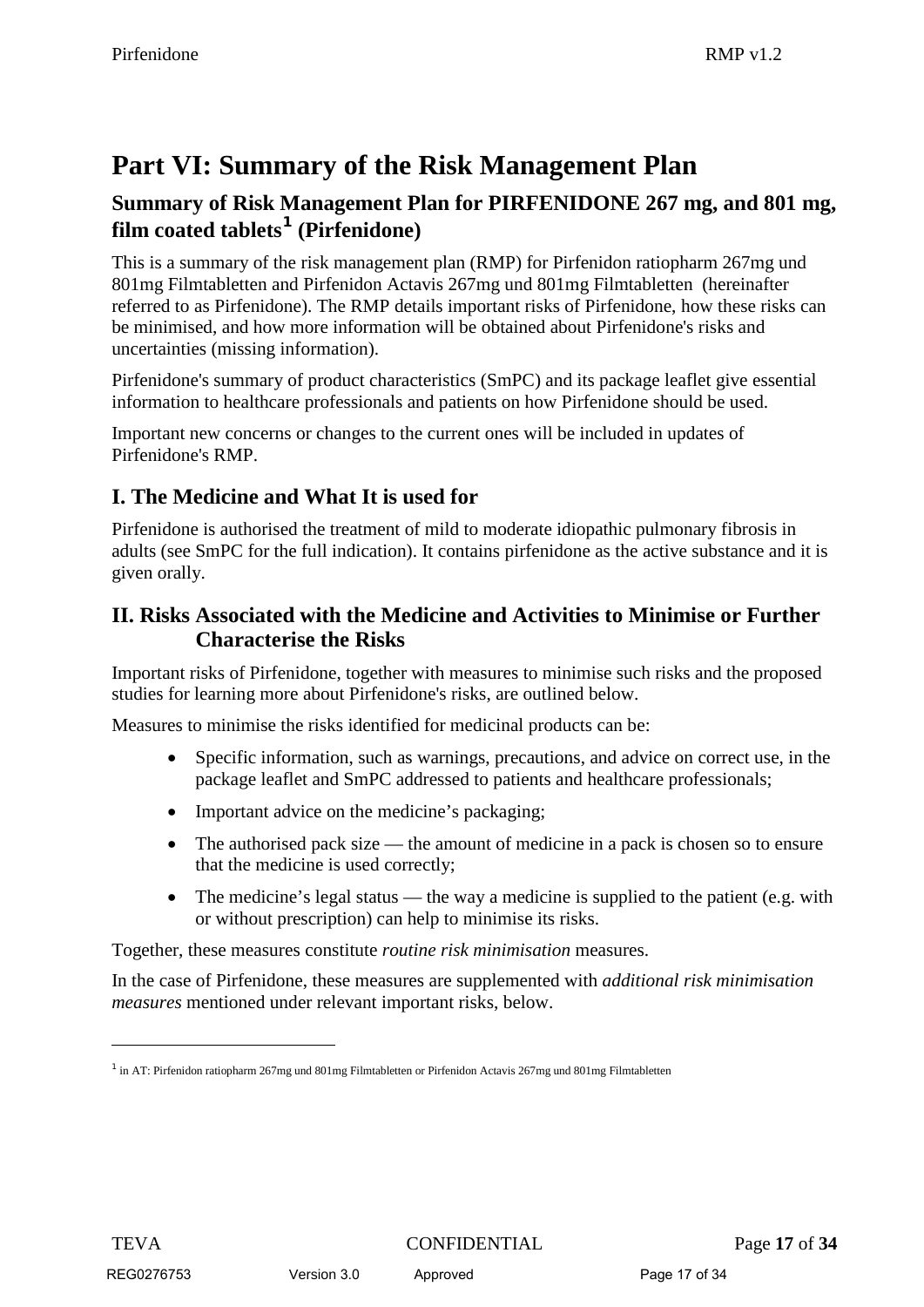# Part VI: Summary of the Risk Management Plan

## Summary of Risk Management Plan for PIRFENIDONE 267 mg, and 801 mg, film coated tablets[1] (Pirfenidone)

This is a summary of the risk management plan (RMP) for Pirfenidon ratiopharm 267mg und 801mg Filmtabletten and Pirfenidon Actavis 267mg und 801mg Filmtabletten (hereinafter referred to as Pirfenidone). The RMP details important risks of Pirfenidone, how these risks can be minimised, and how more information will be obtained about Pirfenidone's risks and uncertainties (missing information).

Pirfenidone's summary of product characteristics (SmPC) and its package leaflet give essential information to healthcare professionals and patients on how Pirfenidone should be used.

Important new concerns or changes to the current ones will be included in updates of Pirfenidone's RMP.

## I. The Medicine and What It is used for

Pirfenidone is authorised the treatment of mild to moderate idiopathic pulmonary fibrosis in adults (see SmPC for the full indication). It contains pirfenidone as the active substance and it is given orally.

## II. Risks Associated with the Medicine and Activities to Minimise or Further Characterise the Risks

Important risks of Pirfenidone, together with measures to minimise such risks and the proposed studies for learning more about Pirfenidone's risks, are outlined below.

Measures to minimise the risks identified for medicinal products can be:

- Specific information, such as warnings, precautions, and advice on correct use, in the package leaflet and SmPC addressed to patients and healthcare professionals;
- Important advice on the medicine's packaging;
- The authorised pack size — the amount of medicine in a pack is chosen so to ensure that the medicine is used correctly;
- The medicine's legal status — the way a medicine is supplied to the patient (e.g. with or without prescription) can help to minimise its risks.

Together, these measures constitute *routine risk minimisation* measures.

In the case of Pirfenidone, these measures are supplemented with *additional risk minimisation measures* mentioned under relevant important risks, below.

---

[1] in AT: Pirfenidon ratiopharm 267mg und 801mg Filmtabletten or Pirfenidon Actavis 267mg und 801mg Filmtabletten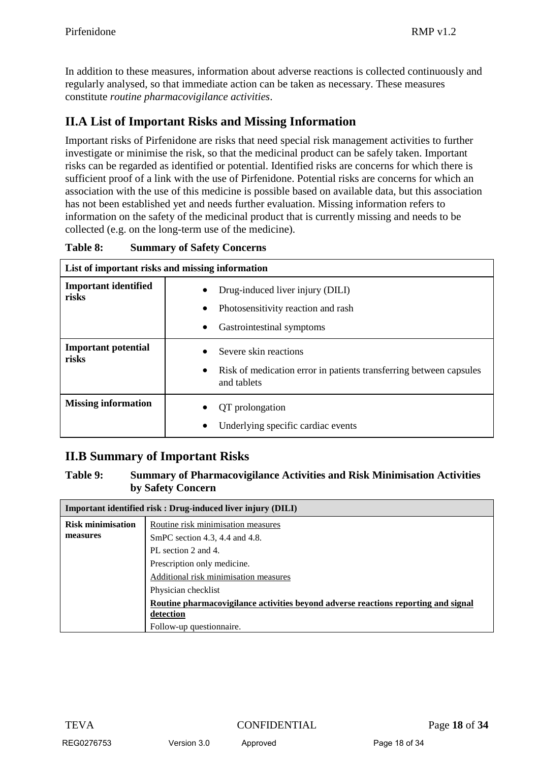In addition to these measures, information about adverse reactions is collected continuously and regularly analysed, so that immediate action can be taken as necessary. These measures constitute *routine pharmacovigilance activities*.

## II.A List of Important Risks and Missing Information

Important risks of Pirfenidone are risks that need special risk management activities to further investigate or minimise the risk, so that the medicinal product can be safely taken. Important risks can be regarded as identified or potential. Identified risks are concerns for which there is sufficient proof of a link with the use of Pirfenidone. Potential risks are concerns for which an association with the use of this medicine is possible based on available data, but this association has not been established yet and needs further evaluation. Missing information refers to information on the safety of the medicinal product that is currently missing and needs to be collected (e.g. on the long-term use of the medicine).

**Table 8: Summary of Safety Concerns**

| List of important risks and missing information | |
|---|---|
| **Important identified risks** | • Drug-induced liver injury (DILI)<br>• Photosensitivity reaction and rash<br>• Gastrointestinal symptoms |
| **Important potential risks** | • Severe skin reactions<br>• Risk of medication error in patients transferring between capsules and tablets |
| **Missing information** | • QT prolongation<br>• Underlying specific cardiac events |

## II.B Summary of Important Risks

**Table 9: Summary of Pharmacovigilance Activities and Risk Minimisation Activities by Safety Concern**

| Important identified risk : Drug-induced liver injury (DILI) | |
|---|---|
| **Risk minimisation measures** | Routine risk minimisation measures<br>SmPC section 4.3, 4.4 and 4.8.<br>PL section 2 and 4.<br>Prescription only medicine.<br>Additional risk minimisation measures<br>Physician checklist<br>**Routine pharmacovigilance activities beyond adverse reactions reporting and signal detection**<br>Follow-up questionnaire. |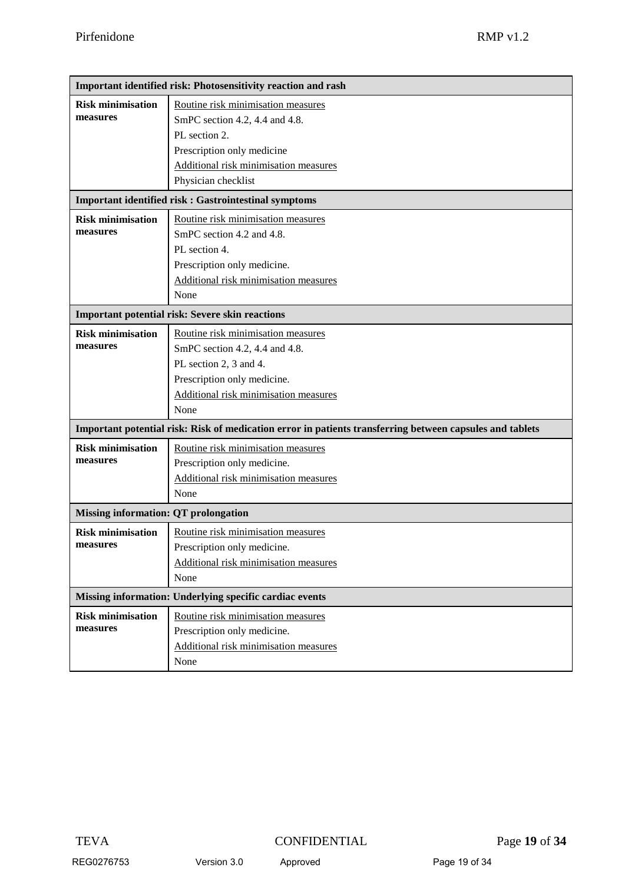| **Important identified risk: Photosensitivity reaction and rash** | |
|---|---|
| **Risk minimisation measures** | Routine risk minimisation measures<br>SmPC section 4.2, 4.4 and 4.8.<br>PL section 2.<br>Prescription only medicine<br>Additional risk minimisation measures<br>Physician checklist |
| **Important identified risk : Gastrointestinal symptoms** | |
| **Risk minimisation measures** | Routine risk minimisation measures<br>SmPC section 4.2 and 4.8.<br>PL section 4.<br>Prescription only medicine.<br>Additional risk minimisation measures<br>None |
| **Important potential risk: Severe skin reactions** | |
| **Risk minimisation measures** | Routine risk minimisation measures<br>SmPC section 4.2, 4.4 and 4.8.<br>PL section 2, 3 and 4.<br>Prescription only medicine.<br>Additional risk minimisation measures<br>None |
| **Important potential risk: Risk of medication error in patients transferring between capsules and tablets** | |
| **Risk minimisation measures** | Routine risk minimisation measures<br>Prescription only medicine.<br>Additional risk minimisation measures<br>None |
| **Missing information: QT prolongation** | |
| **Risk minimisation measures** | Routine risk minimisation measures<br>Prescription only medicine.<br>Additional risk minimisation measures<br>None |
| **Missing information: Underlying specific cardiac events** | |
| **Risk minimisation measures** | Routine risk minimisation measures<br>Prescription only medicine.<br>Additional risk minimisation measures<br>None |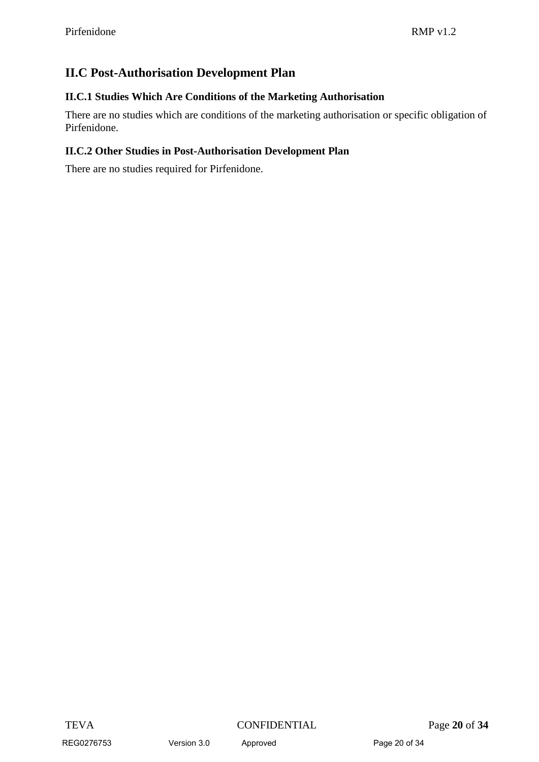## II.C Post-Authorisation Development Plan

### II.C.1 Studies Which Are Conditions of the Marketing Authorisation

There are no studies which are conditions of the marketing authorisation or specific obligation of Pirfenidone.

### II.C.2 Other Studies in Post-Authorisation Development Plan

There are no studies required for Pirfenidone.